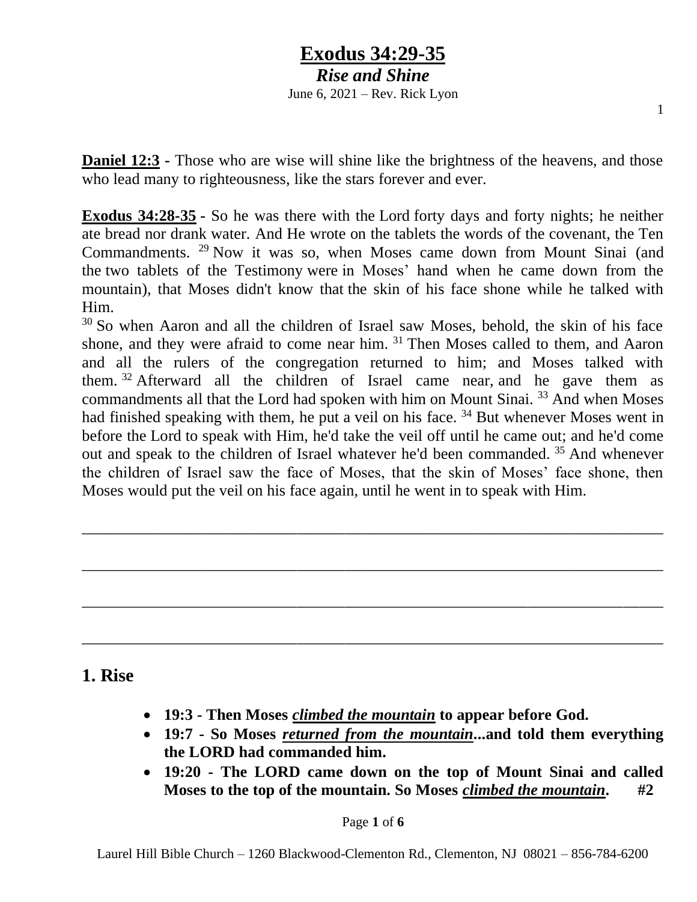# Exodus 34:29-35

## *Rise and Shine*

June 6, 2021 – Rev. Rick Lyon

**Daniel 12:3** - Those who are wise will shine like the brightness of the heavens, and those who lead many to righteousness, like the stars forever and ever.

**Exodus 34:28-35** - So he was there with the Lord forty days and forty nights; he neither ate bread nor drank water. And He wrote on the tablets the words of the covenant, the Ten Commandments. [29] Now it was so, when Moses came down from Mount Sinai (and the two tablets of the Testimony were in Moses' hand when he came down from the mountain), that Moses didn't know that the skin of his face shone while he talked with Him.

[30] So when Aaron and all the children of Israel saw Moses, behold, the skin of his face shone, and they were afraid to come near him. [31] Then Moses called to them, and Aaron and all the rulers of the congregation returned to him; and Moses talked with them. [32] Afterward all the children of Israel came near, and he gave them as commandments all that the Lord had spoken with him on Mount Sinai. [33] And when Moses had finished speaking with them, he put a veil on his face. [34] But whenever Moses went in before the Lord to speak with Him, he'd take the veil off until he came out; and he'd come out and speak to the children of Israel whatever he'd been commanded. [35] And whenever the children of Israel saw the face of Moses, that the skin of Moses' face shone, then Moses would put the veil on his face again, until he went in to speak with Him.

______________________________________________________________________

______________________________________________________________________

______________________________________________________________________

______________________________________________________________________

## 1. Rise

- **19:3 - Then Moses *climbed the mountain* to appear before God.**
- **19:7 - So Moses *returned from the mountain*...and told them everything the LORD had commanded him.**
- **19:20 - The LORD came down on the top of Mount Sinai and called Moses to the top of the mountain. So Moses *climbed the mountain*. #2**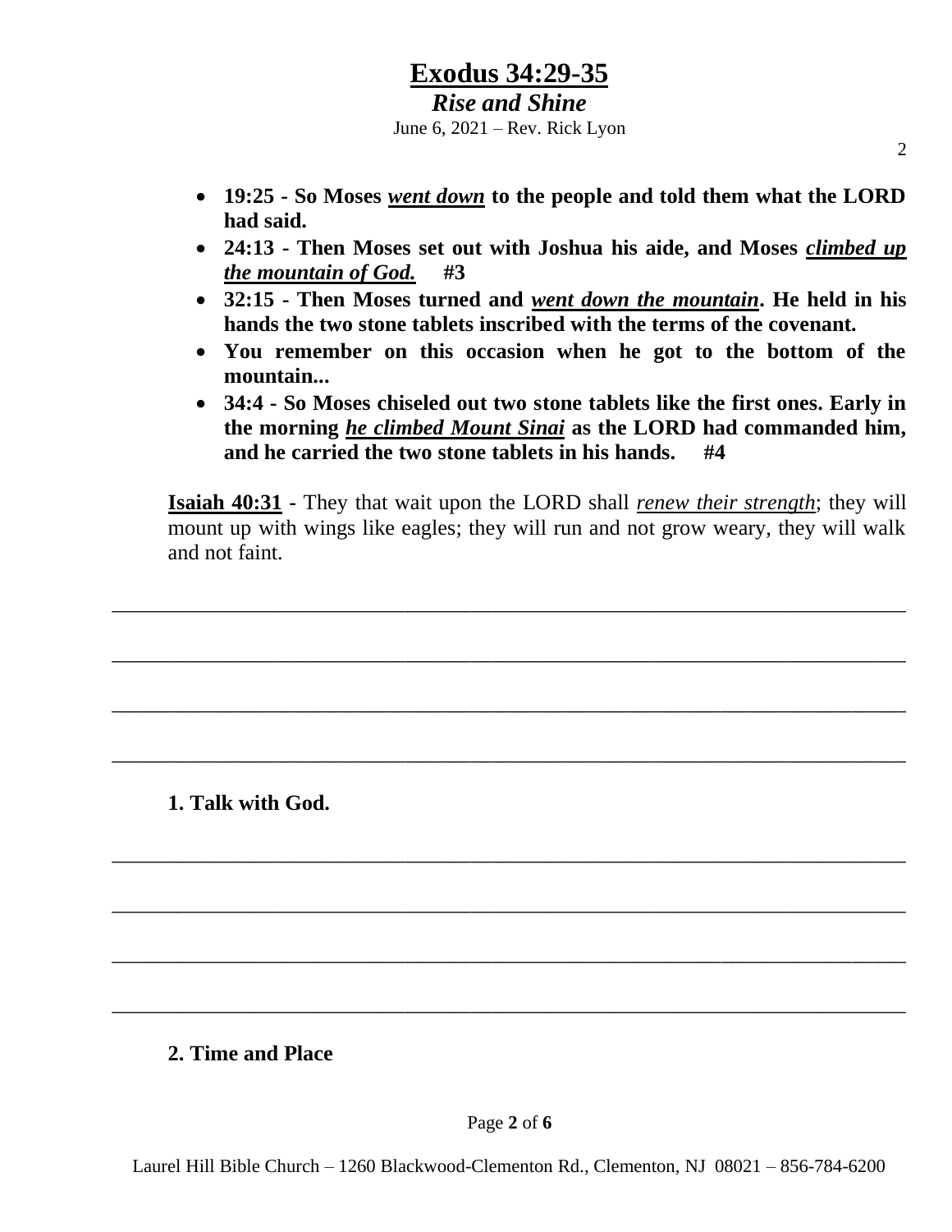- **19:25 - So Moses *went down* to the people and told them what the LORD had said.**
- **24:13 - Then Moses set out with Joshua his aide, and Moses *climbed up the mountain of God.*     #3**
- **32:15 - Then Moses turned and *went down the mountain*. He held in his hands the two stone tablets inscribed with the terms of the covenant.**
- **You remember on this occasion when he got to the bottom of the mountain...**
- **34:4 - So Moses chiseled out two stone tablets like the first ones. Early in the morning *he climbed Mount Sinai* as the LORD had commanded him, and he carried the two stone tablets in his hands.     #4**

**Isaiah 40:31** - They that wait upon the LORD shall *renew their strength*; they will mount up with wings like eagles; they will run and not grow weary, they will walk and not faint.

______________________________________________________________________

______________________________________________________________________

______________________________________________________________________

______________________________________________________________________

**1. Talk with God.**

______________________________________________________________________

______________________________________________________________________

______________________________________________________________________

______________________________________________________________________

**2. Time and Place**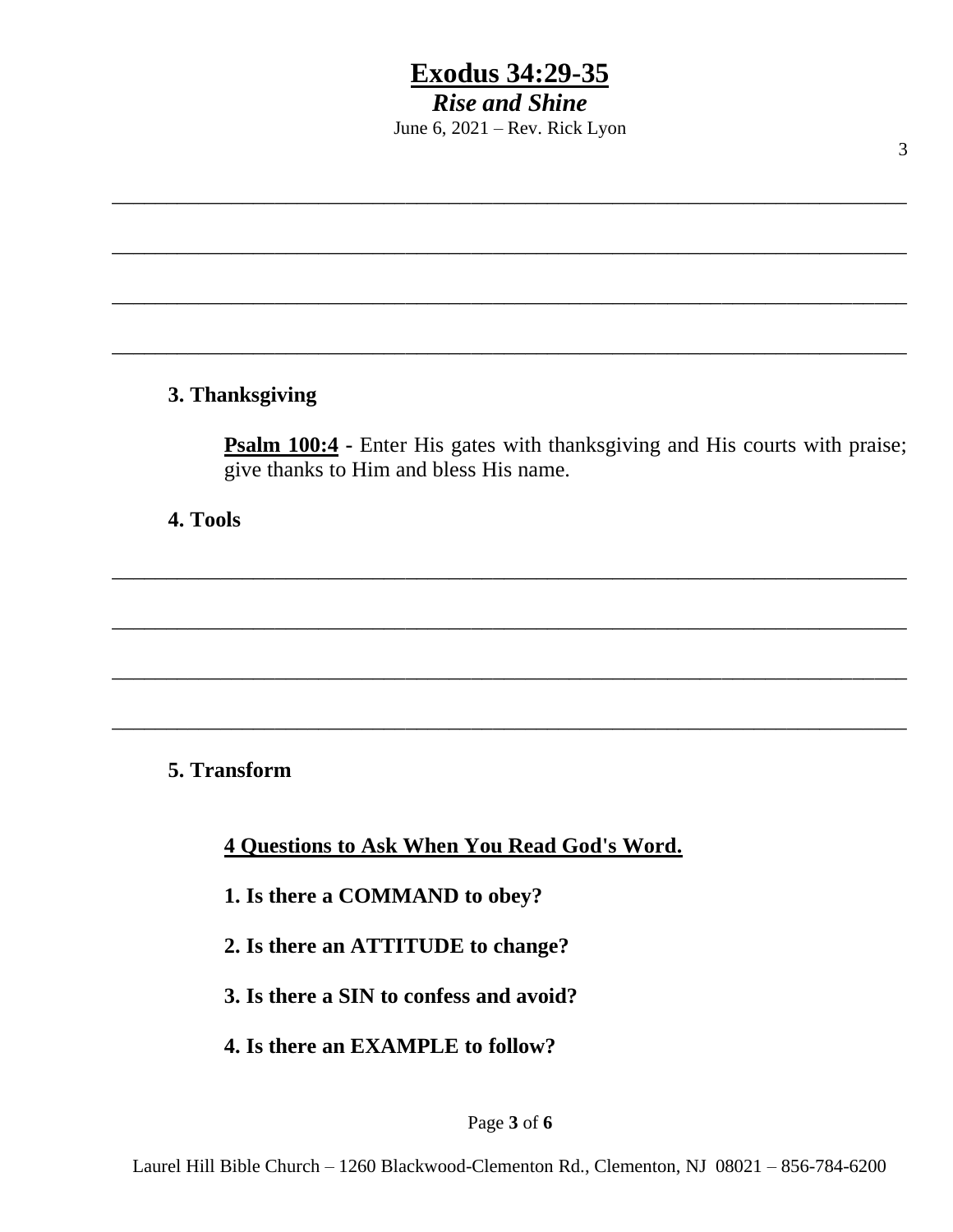_______________________________________________________________________________

_______________________________________________________________________________

_______________________________________________________________________________

_______________________________________________________________________________

**3. Thanksgiving**

**Psalm 100:4** - Enter His gates with thanksgiving and His courts with praise; give thanks to Him and bless His name.

**4. Tools**

_______________________________________________________________________________

_______________________________________________________________________________

_______________________________________________________________________________

_______________________________________________________________________________

**5. Transform**

**4 Questions to Ask When You Read God's Word.**

**1. Is there a COMMAND to obey?**

**2. Is there an ATTITUDE to change?**

**3. Is there a SIN to confess and avoid?**

**4. Is there an EXAMPLE to follow?**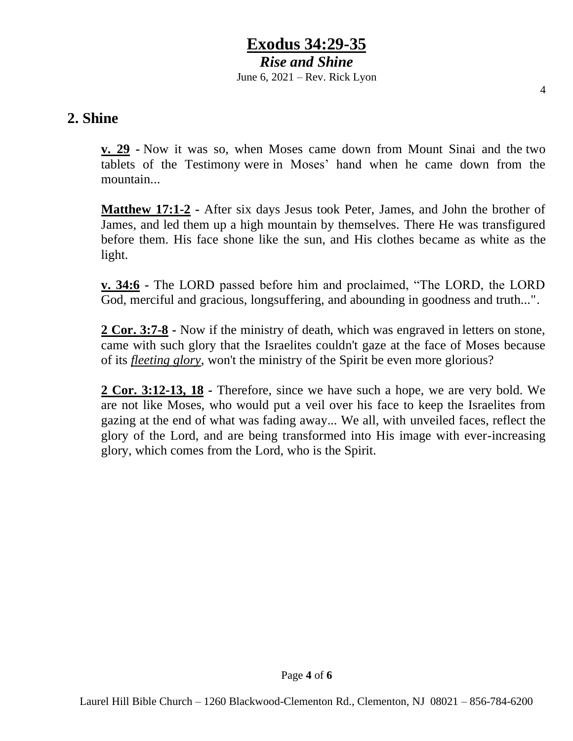## 2. Shine

**v. 29** - Now it was so, when Moses came down from Mount Sinai and the two tablets of the Testimony were in Moses' hand when he came down from the mountain...

**Matthew 17:1-2** - After six days Jesus took Peter, James, and John the brother of James, and led them up a high mountain by themselves. There He was transfigured before them. His face shone like the sun, and His clothes became as white as the light.

**v. 34:6** - The LORD passed before him and proclaimed, "The LORD, the LORD God, merciful and gracious, longsuffering, and abounding in goodness and truth...".

**2 Cor. 3:7-8** - Now if the ministry of death, which was engraved in letters on stone, came with such glory that the Israelites couldn't gaze at the face of Moses because of its *fleeting glory*, won't the ministry of the Spirit be even more glorious?

**2 Cor. 3:12-13, 18** - Therefore, since we have such a hope, we are very bold. We are not like Moses, who would put a veil over his face to keep the Israelites from gazing at the end of what was fading away... We all, with unveiled faces, reflect the glory of the Lord, and are being transformed into His image with ever-increasing glory, which comes from the Lord, who is the Spirit.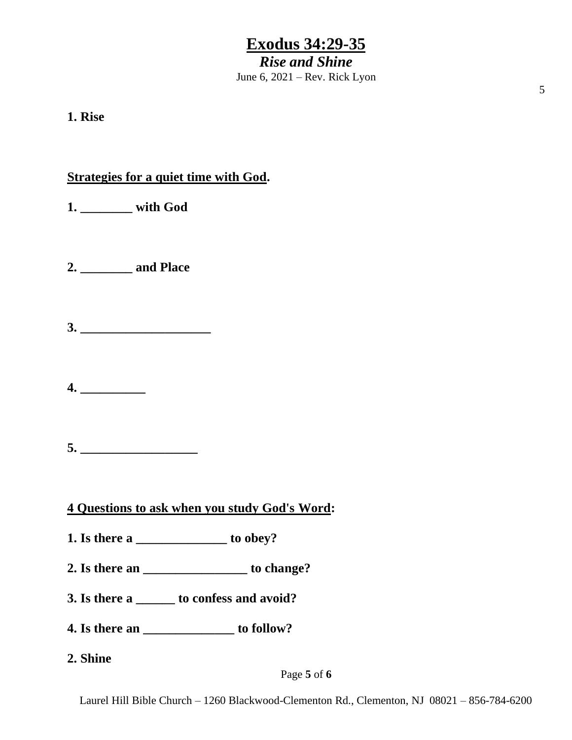# Exodus 34:29-35

## *Rise and Shine*

June 6, 2021 – Rev. Rick Lyon

**1. Rise**

**Strategies for a quiet time with God.**

**1. ________ with God**

**2. ________ and Place**

**3. ____________________**

**4. __________**

**5. __________________**

**4 Questions to ask when you study God's Word:**

**1. Is there a ______________ to obey?**

**2. Is there an ________________ to change?**

**3. Is there a ______ to confess and avoid?**

**4. Is there an ______________ to follow?**

**2. Shine**

Laurel Hill Bible Church – 1260 Blackwood-Clementon Rd., Clementon, NJ 08021 – 856-784-6200